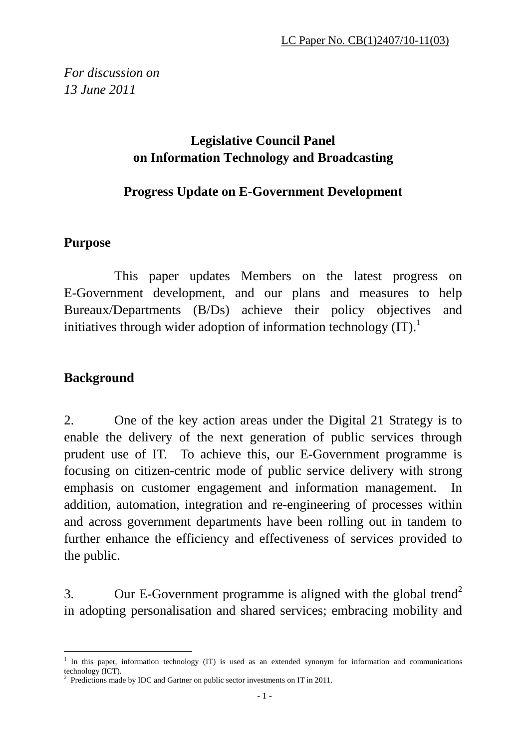LC Paper No. CB(1)2407/10-11(03)

*For discussion on*
*13 June 2011*

# Legislative Council Panel on Information Technology and Broadcasting

## Progress Update on E-Government Development

### Purpose

This paper updates Members on the latest progress on E-Government development, and our plans and measures to help Bureaux/Departments (B/Ds) achieve their policy objectives and initiatives through wider adoption of information technology (IT).[1]

### Background

2. One of the key action areas under the Digital 21 Strategy is to enable the delivery of the next generation of public services through prudent use of IT. To achieve this, our E-Government programme is focusing on citizen-centric mode of public service delivery with strong emphasis on customer engagement and information management. In addition, automation, integration and re-engineering of processes within and across government departments have been rolling out in tandem to further enhance the efficiency and effectiveness of services provided to the public.

3. Our E-Government programme is aligned with the global trend[2] in adopting personalisation and shared services; embracing mobility and

---

[1] In this paper, information technology (IT) is used as an extended synonym for information and communications technology (ICT).

[2] Predictions made by IDC and Gartner on public sector investments on IT in 2011.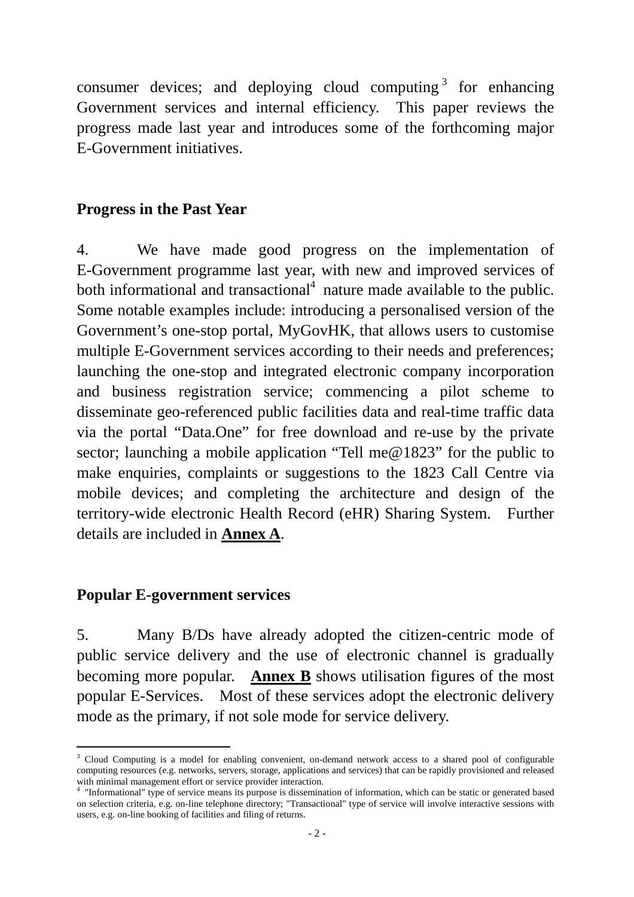consumer devices; and deploying cloud computing[3] for enhancing Government services and internal efficiency. This paper reviews the progress made last year and introduces some of the forthcoming major E-Government initiatives.

## Progress in the Past Year

4. We have made good progress on the implementation of E-Government programme last year, with new and improved services of both informational and transactional[4] nature made available to the public. Some notable examples include: introducing a personalised version of the Government's one-stop portal, MyGovHK, that allows users to customise multiple E-Government services according to their needs and preferences; launching the one-stop and integrated electronic company incorporation and business registration service; commencing a pilot scheme to disseminate geo-referenced public facilities data and real-time traffic data via the portal "Data.One" for free download and re-use by the private sector; launching a mobile application "Tell me@1823" for the public to make enquiries, complaints or suggestions to the 1823 Call Centre via mobile devices; and completing the architecture and design of the territory-wide electronic Health Record (eHR) Sharing System. Further details are included in **Annex A**.

## Popular E-government services

5. Many B/Ds have already adopted the citizen-centric mode of public service delivery and the use of electronic channel is gradually becoming more popular. **Annex B** shows utilisation figures of the most popular E-Services. Most of these services adopt the electronic delivery mode as the primary, if not sole mode for service delivery.

---

[3] Cloud Computing is a model for enabling convenient, on-demand network access to a shared pool of configurable computing resources (e.g. networks, servers, storage, applications and services) that can be rapidly provisioned and released with minimal management effort or service provider interaction.

[4] "Informational" type of service means its purpose is dissemination of information, which can be static or generated based on selection criteria, e.g. on-line telephone directory; "Transactional" type of service will involve interactive sessions with users, e.g. on-line booking of facilities and filing of returns.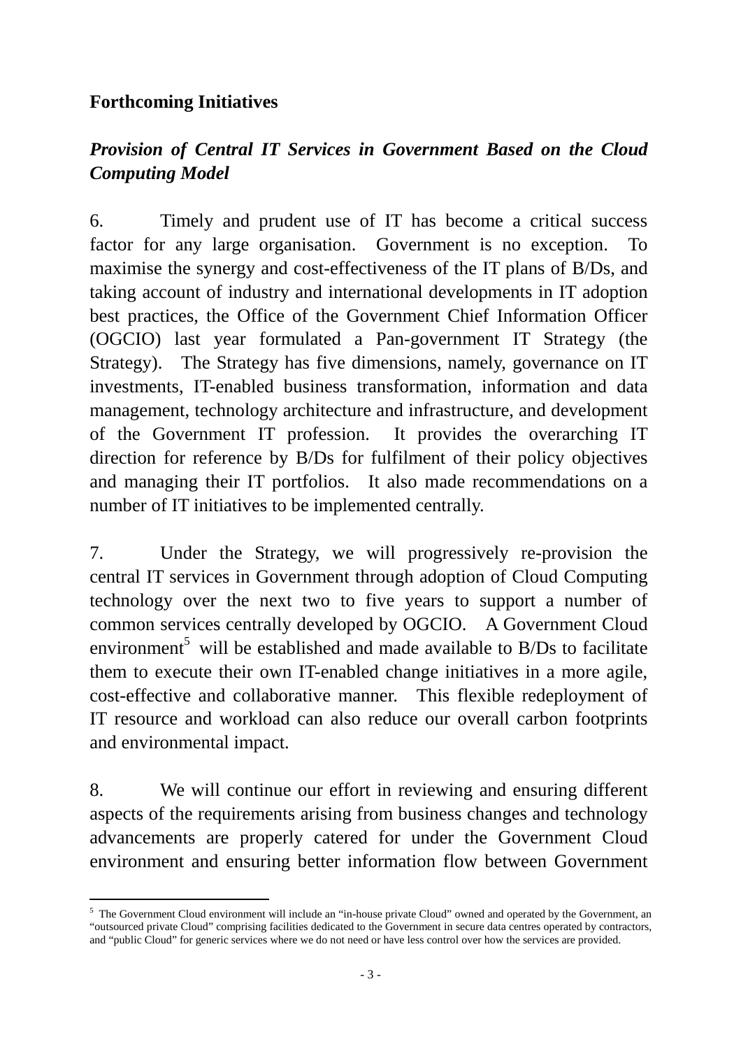## Forthcoming Initiatives

### *Provision of Central IT Services in Government Based on the Cloud Computing Model*

6. Timely and prudent use of IT has become a critical success factor for any large organisation. Government is no exception. To maximise the synergy and cost-effectiveness of the IT plans of B/Ds, and taking account of industry and international developments in IT adoption best practices, the Office of the Government Chief Information Officer (OGCIO) last year formulated a Pan-government IT Strategy (the Strategy). The Strategy has five dimensions, namely, governance on IT investments, IT-enabled business transformation, information and data management, technology architecture and infrastructure, and development of the Government IT profession. It provides the overarching IT direction for reference by B/Ds for fulfilment of their policy objectives and managing their IT portfolios. It also made recommendations on a number of IT initiatives to be implemented centrally.

7. Under the Strategy, we will progressively re-provision the central IT services in Government through adoption of Cloud Computing technology over the next two to five years to support a number of common services centrally developed by OGCIO. A Government Cloud environment[5] will be established and made available to B/Ds to facilitate them to execute their own IT-enabled change initiatives in a more agile, cost-effective and collaborative manner. This flexible redeployment of IT resource and workload can also reduce our overall carbon footprints and environmental impact.

8. We will continue our effort in reviewing and ensuring different aspects of the requirements arising from business changes and technology advancements are properly catered for under the Government Cloud environment and ensuring better information flow between Government

---

[5] The Government Cloud environment will include an "in-house private Cloud" owned and operated by the Government, an "outsourced private Cloud" comprising facilities dedicated to the Government in secure data centres operated by contractors, and "public Cloud" for generic services where we do not need or have less control over how the services are provided.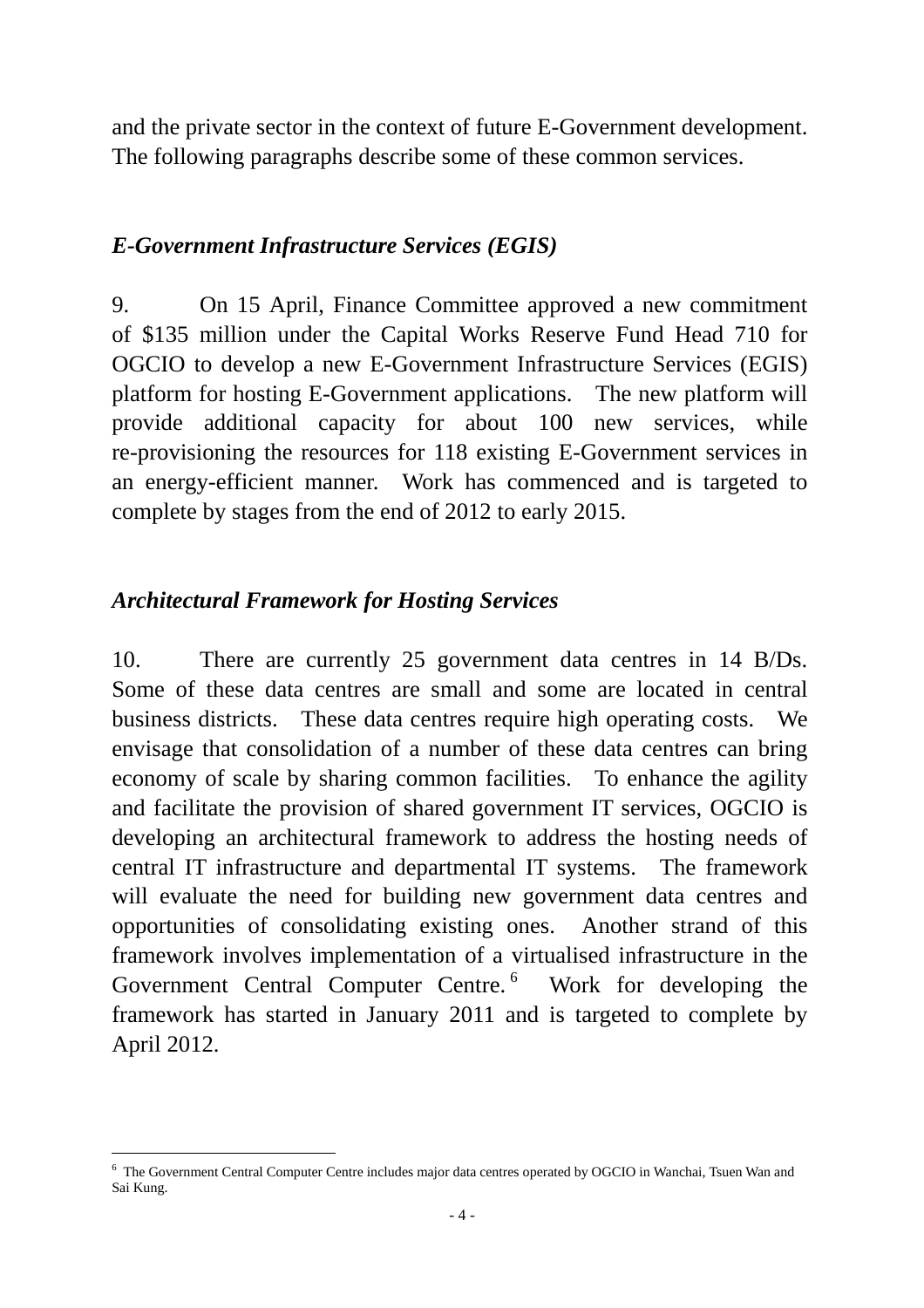and the private sector in the context of future E-Government development. The following paragraphs describe some of these common services.

### *E-Government Infrastructure Services (EGIS)*

9. On 15 April, Finance Committee approved a new commitment of $135 million under the Capital Works Reserve Fund Head 710 for OGCIO to develop a new E-Government Infrastructure Services (EGIS) platform for hosting E-Government applications. The new platform will provide additional capacity for about 100 new services, while re-provisioning the resources for 118 existing E-Government services in an energy-efficient manner. Work has commenced and is targeted to complete by stages from the end of 2012 to early 2015.

### *Architectural Framework for Hosting Services*

10. There are currently 25 government data centres in 14 B/Ds. Some of these data centres are small and some are located in central business districts. These data centres require high operating costs. We envisage that consolidation of a number of these data centres can bring economy of scale by sharing common facilities. To enhance the agility and facilitate the provision of shared government IT services, OGCIO is developing an architectural framework to address the hosting needs of central IT infrastructure and departmental IT systems. The framework will evaluate the need for building new government data centres and opportunities of consolidating existing ones. Another strand of this framework involves implementation of a virtualised infrastructure in the Government Central Computer Centre.[6] Work for developing the framework has started in January 2011 and is targeted to complete by April 2012.

---

[6] The Government Central Computer Centre includes major data centres operated by OGCIO in Wanchai, Tsuen Wan and Sai Kung.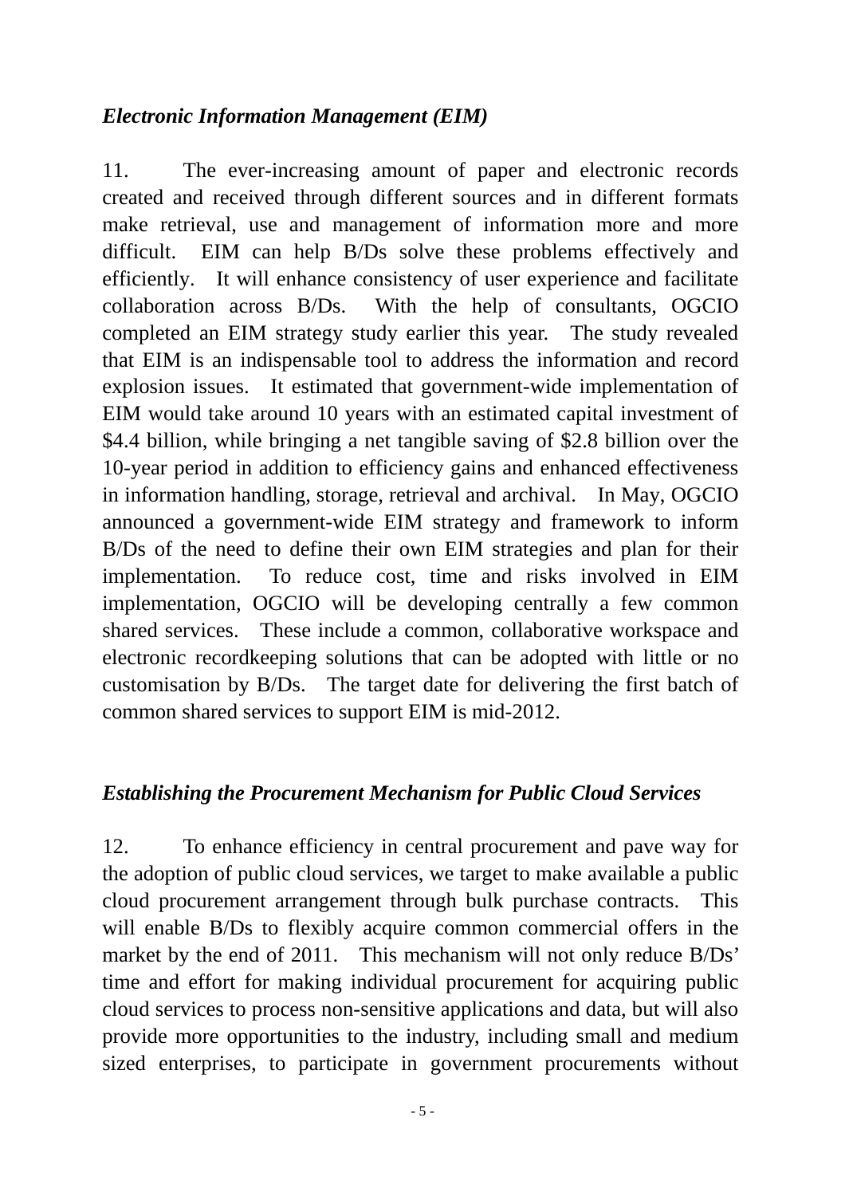*Electronic Information Management (EIM)*

11. The ever-increasing amount of paper and electronic records created and received through different sources and in different formats make retrieval, use and management of information more and more difficult. EIM can help B/Ds solve these problems effectively and efficiently. It will enhance consistency of user experience and facilitate collaboration across B/Ds. With the help of consultants, OGCIO completed an EIM strategy study earlier this year. The study revealed that EIM is an indispensable tool to address the information and record explosion issues. It estimated that government-wide implementation of EIM would take around 10 years with an estimated capital investment of $4.4 billion, while bringing a net tangible saving of $2.8 billion over the 10-year period in addition to efficiency gains and enhanced effectiveness in information handling, storage, retrieval and archival. In May, OGCIO announced a government-wide EIM strategy and framework to inform B/Ds of the need to define their own EIM strategies and plan for their implementation. To reduce cost, time and risks involved in EIM implementation, OGCIO will be developing centrally a few common shared services. These include a common, collaborative workspace and electronic recordkeeping solutions that can be adopted with little or no customisation by B/Ds. The target date for delivering the first batch of common shared services to support EIM is mid-2012.

*Establishing the Procurement Mechanism for Public Cloud Services*

12. To enhance efficiency in central procurement and pave way for the adoption of public cloud services, we target to make available a public cloud procurement arrangement through bulk purchase contracts. This will enable B/Ds to flexibly acquire common commercial offers in the market by the end of 2011. This mechanism will not only reduce B/Ds' time and effort for making individual procurement for acquiring public cloud services to process non-sensitive applications and data, but will also provide more opportunities to the industry, including small and medium sized enterprises, to participate in government procurements without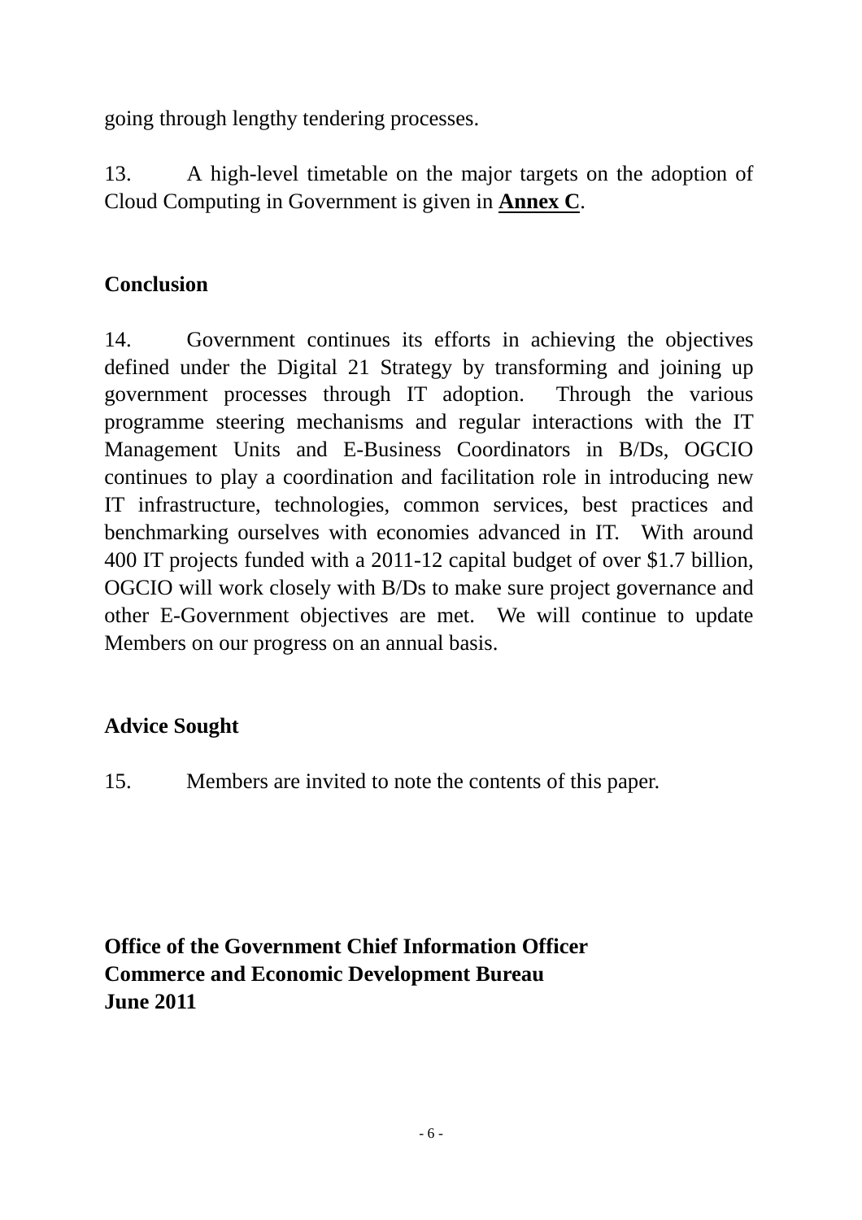going through lengthy tendering processes.

13. A high-level timetable on the major targets on the adoption of Cloud Computing in Government is given in **Annex C**.

## Conclusion

14. Government continues its efforts in achieving the objectives defined under the Digital 21 Strategy by transforming and joining up government processes through IT adoption. Through the various programme steering mechanisms and regular interactions with the IT Management Units and E-Business Coordinators in B/Ds, OGCIO continues to play a coordination and facilitation role in introducing new IT infrastructure, technologies, common services, best practices and benchmarking ourselves with economies advanced in IT. With around 400 IT projects funded with a 2011-12 capital budget of over $1.7 billion, OGCIO will work closely with B/Ds to make sure project governance and other E-Government objectives are met. We will continue to update Members on our progress on an annual basis.

## Advice Sought

15. Members are invited to note the contents of this paper.

**Office of the Government Chief Information Officer**
**Commerce and Economic Development Bureau**
**June 2011**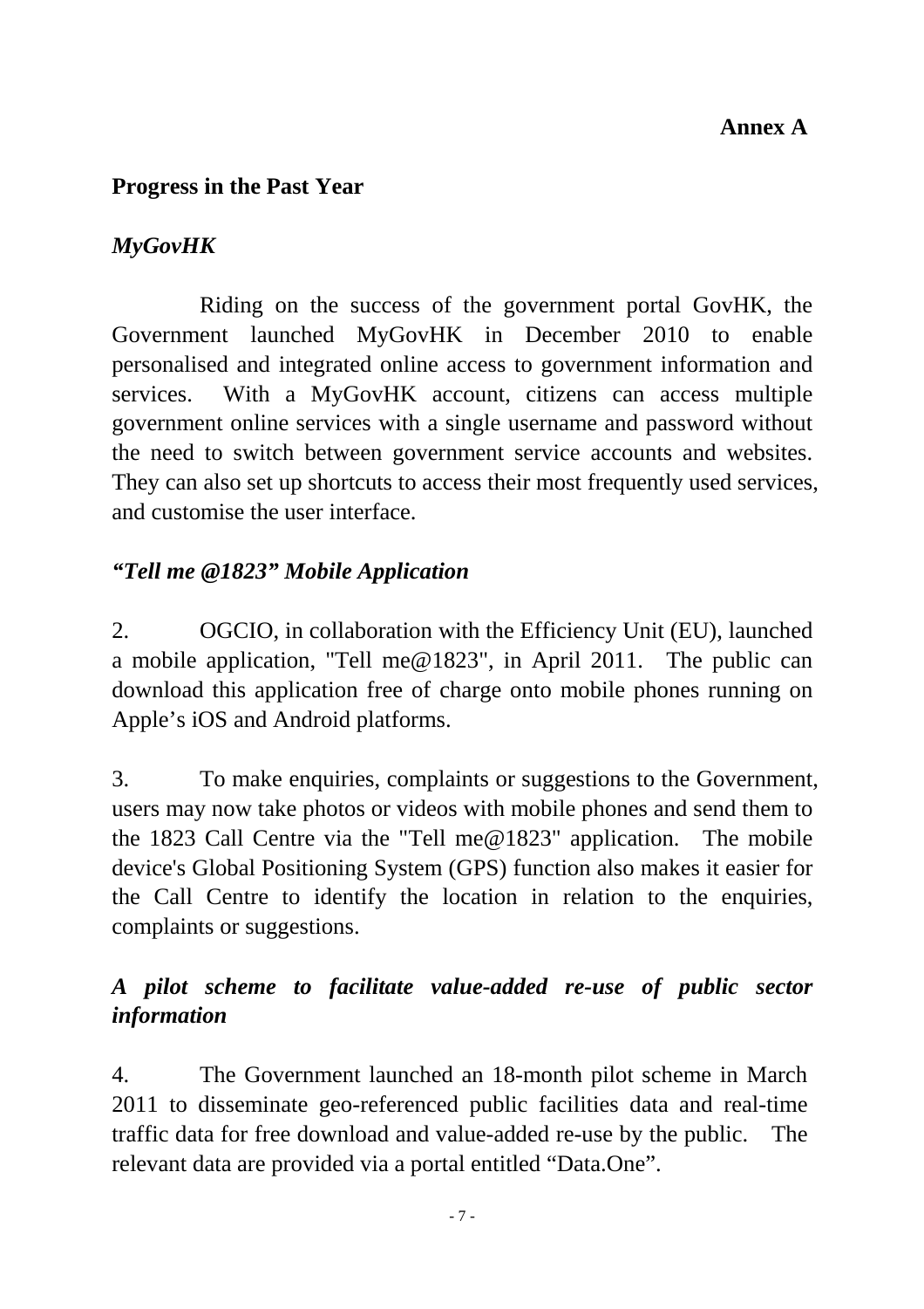**Annex A**

## Progress in the Past Year

### *MyGovHK*

Riding on the success of the government portal GovHK, the Government launched MyGovHK in December 2010 to enable personalised and integrated online access to government information and services. With a MyGovHK account, citizens can access multiple government online services with a single username and password without the need to switch between government service accounts and websites. They can also set up shortcuts to access their most frequently used services, and customise the user interface.

### *"Tell me @1823" Mobile Application*

2. OGCIO, in collaboration with the Efficiency Unit (EU), launched a mobile application, "Tell me@1823", in April 2011. The public can download this application free of charge onto mobile phones running on Apple's iOS and Android platforms.

3. To make enquiries, complaints or suggestions to the Government, users may now take photos or videos with mobile phones and send them to the 1823 Call Centre via the "Tell me@1823" application. The mobile device's Global Positioning System (GPS) function also makes it easier for the Call Centre to identify the location in relation to the enquiries, complaints or suggestions.

### *A pilot scheme to facilitate value-added re-use of public sector information*

4. The Government launched an 18-month pilot scheme in March 2011 to disseminate geo-referenced public facilities data and real-time traffic data for free download and value-added re-use by the public. The relevant data are provided via a portal entitled "Data.One".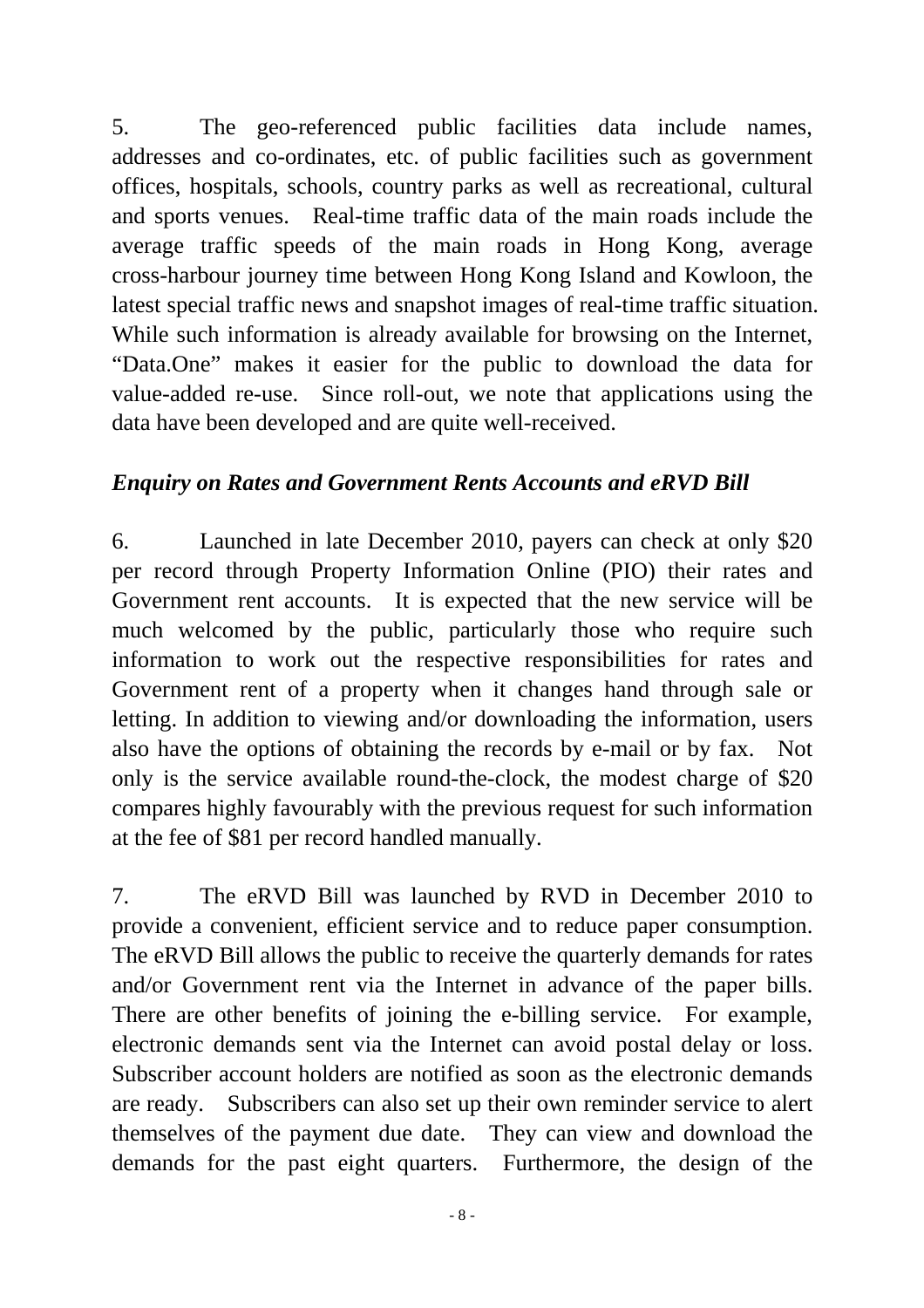5. The geo-referenced public facilities data include names, addresses and co-ordinates, etc. of public facilities such as government offices, hospitals, schools, country parks as well as recreational, cultural and sports venues. Real-time traffic data of the main roads include the average traffic speeds of the main roads in Hong Kong, average cross-harbour journey time between Hong Kong Island and Kowloon, the latest special traffic news and snapshot images of real-time traffic situation. While such information is already available for browsing on the Internet, "Data.One" makes it easier for the public to download the data for value-added re-use. Since roll-out, we note that applications using the data have been developed and are quite well-received.

### *Enquiry on Rates and Government Rents Accounts and eRVD Bill*

6. Launched in late December 2010, payers can check at only \$20 per record through Property Information Online (PIO) their rates and Government rent accounts. It is expected that the new service will be much welcomed by the public, particularly those who require such information to work out the respective responsibilities for rates and Government rent of a property when it changes hand through sale or letting. In addition to viewing and/or downloading the information, users also have the options of obtaining the records by e-mail or by fax. Not only is the service available round-the-clock, the modest charge of \$20 compares highly favourably with the previous request for such information at the fee of \$81 per record handled manually.

7. The eRVD Bill was launched by RVD in December 2010 to provide a convenient, efficient service and to reduce paper consumption. The eRVD Bill allows the public to receive the quarterly demands for rates and/or Government rent via the Internet in advance of the paper bills. There are other benefits of joining the e-billing service. For example, electronic demands sent via the Internet can avoid postal delay or loss. Subscriber account holders are notified as soon as the electronic demands are ready. Subscribers can also set up their own reminder service to alert themselves of the payment due date. They can view and download the demands for the past eight quarters. Furthermore, the design of the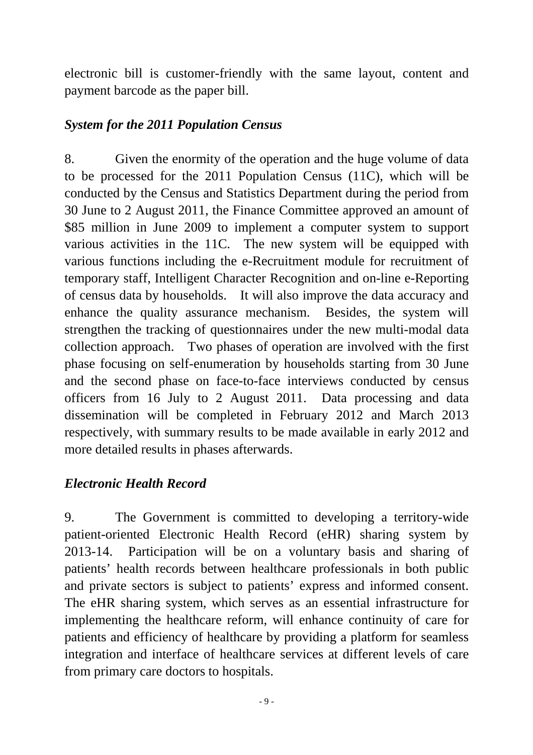electronic bill is customer-friendly with the same layout, content and payment barcode as the paper bill.

***System for the 2011 Population Census***

8. Given the enormity of the operation and the huge volume of data to be processed for the 2011 Population Census (11C), which will be conducted by the Census and Statistics Department during the period from 30 June to 2 August 2011, the Finance Committee approved an amount of $85 million in June 2009 to implement a computer system to support various activities in the 11C. The new system will be equipped with various functions including the e-Recruitment module for recruitment of temporary staff, Intelligent Character Recognition and on-line e-Reporting of census data by households. It will also improve the data accuracy and enhance the quality assurance mechanism. Besides, the system will strengthen the tracking of questionnaires under the new multi-modal data collection approach. Two phases of operation are involved with the first phase focusing on self-enumeration by households starting from 30 June and the second phase on face-to-face interviews conducted by census officers from 16 July to 2 August 2011. Data processing and data dissemination will be completed in February 2012 and March 2013 respectively, with summary results to be made available in early 2012 and more detailed results in phases afterwards.

***Electronic Health Record***

9. The Government is committed to developing a territory-wide patient-oriented Electronic Health Record (eHR) sharing system by 2013-14. Participation will be on a voluntary basis and sharing of patients' health records between healthcare professionals in both public and private sectors is subject to patients' express and informed consent. The eHR sharing system, which serves as an essential infrastructure for implementing the healthcare reform, will enhance continuity of care for patients and efficiency of healthcare by providing a platform for seamless integration and interface of healthcare services at different levels of care from primary care doctors to hospitals.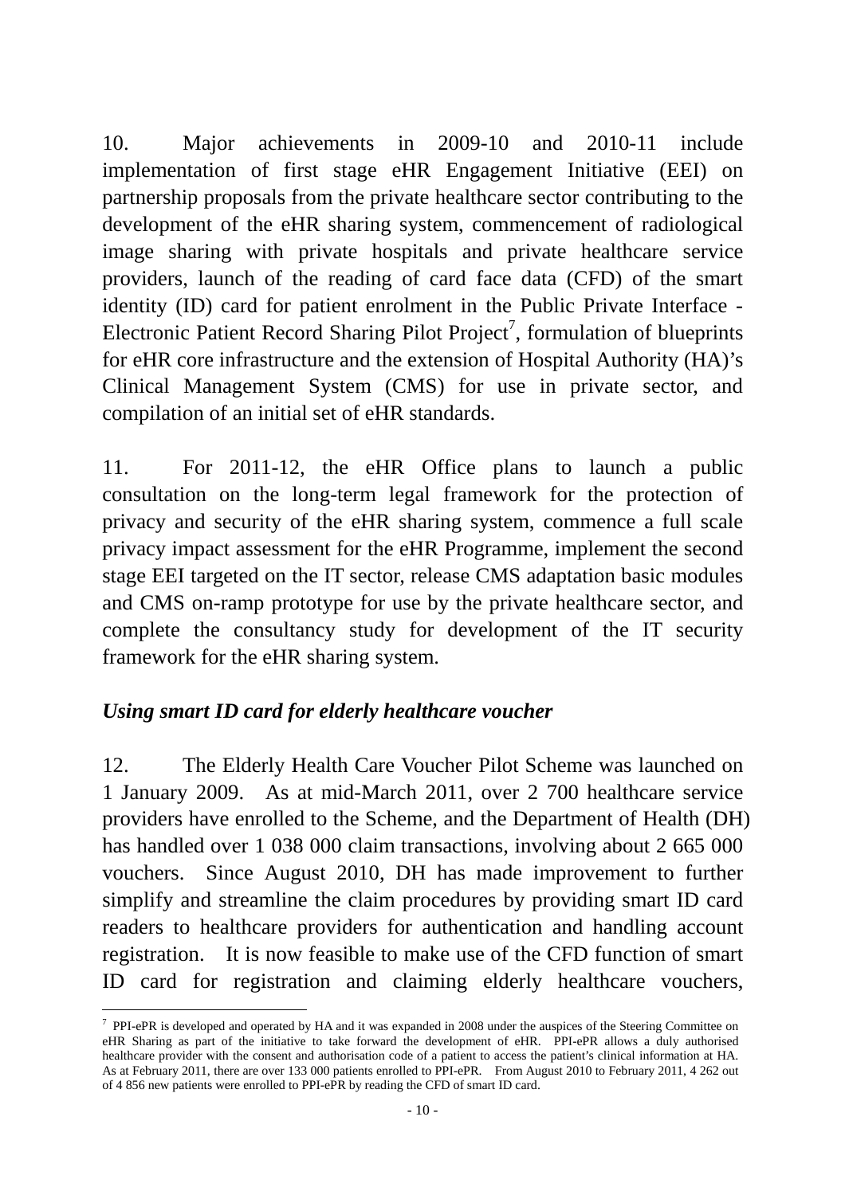10. Major achievements in 2009-10 and 2010-11 include implementation of first stage eHR Engagement Initiative (EEI) on partnership proposals from the private healthcare sector contributing to the development of the eHR sharing system, commencement of radiological image sharing with private hospitals and private healthcare service providers, launch of the reading of card face data (CFD) of the smart identity (ID) card for patient enrolment in the Public Private Interface - Electronic Patient Record Sharing Pilot Project[7], formulation of blueprints for eHR core infrastructure and the extension of Hospital Authority (HA)'s Clinical Management System (CMS) for use in private sector, and compilation of an initial set of eHR standards.

11. For 2011-12, the eHR Office plans to launch a public consultation on the long-term legal framework for the protection of privacy and security of the eHR sharing system, commence a full scale privacy impact assessment for the eHR Programme, implement the second stage EEI targeted on the IT sector, release CMS adaptation basic modules and CMS on-ramp prototype for use by the private healthcare sector, and complete the consultancy study for development of the IT security framework for the eHR sharing system.

### *Using smart ID card for elderly healthcare voucher*

12. The Elderly Health Care Voucher Pilot Scheme was launched on 1 January 2009. As at mid-March 2011, over 2 700 healthcare service providers have enrolled to the Scheme, and the Department of Health (DH) has handled over 1 038 000 claim transactions, involving about 2 665 000 vouchers. Since August 2010, DH has made improvement to further simplify and streamline the claim procedures by providing smart ID card readers to healthcare providers for authentication and handling account registration. It is now feasible to make use of the CFD function of smart ID card for registration and claiming elderly healthcare vouchers,

[7] PPI-ePR is developed and operated by HA and it was expanded in 2008 under the auspices of the Steering Committee on eHR Sharing as part of the initiative to take forward the development of eHR. PPI-ePR allows a duly authorised healthcare provider with the consent and authorisation code of a patient to access the patient's clinical information at HA. As at February 2011, there are over 133 000 patients enrolled to PPI-ePR. From August 2010 to February 2011, 4 262 out of 4 856 new patients were enrolled to PPI-ePR by reading the CFD of smart ID card.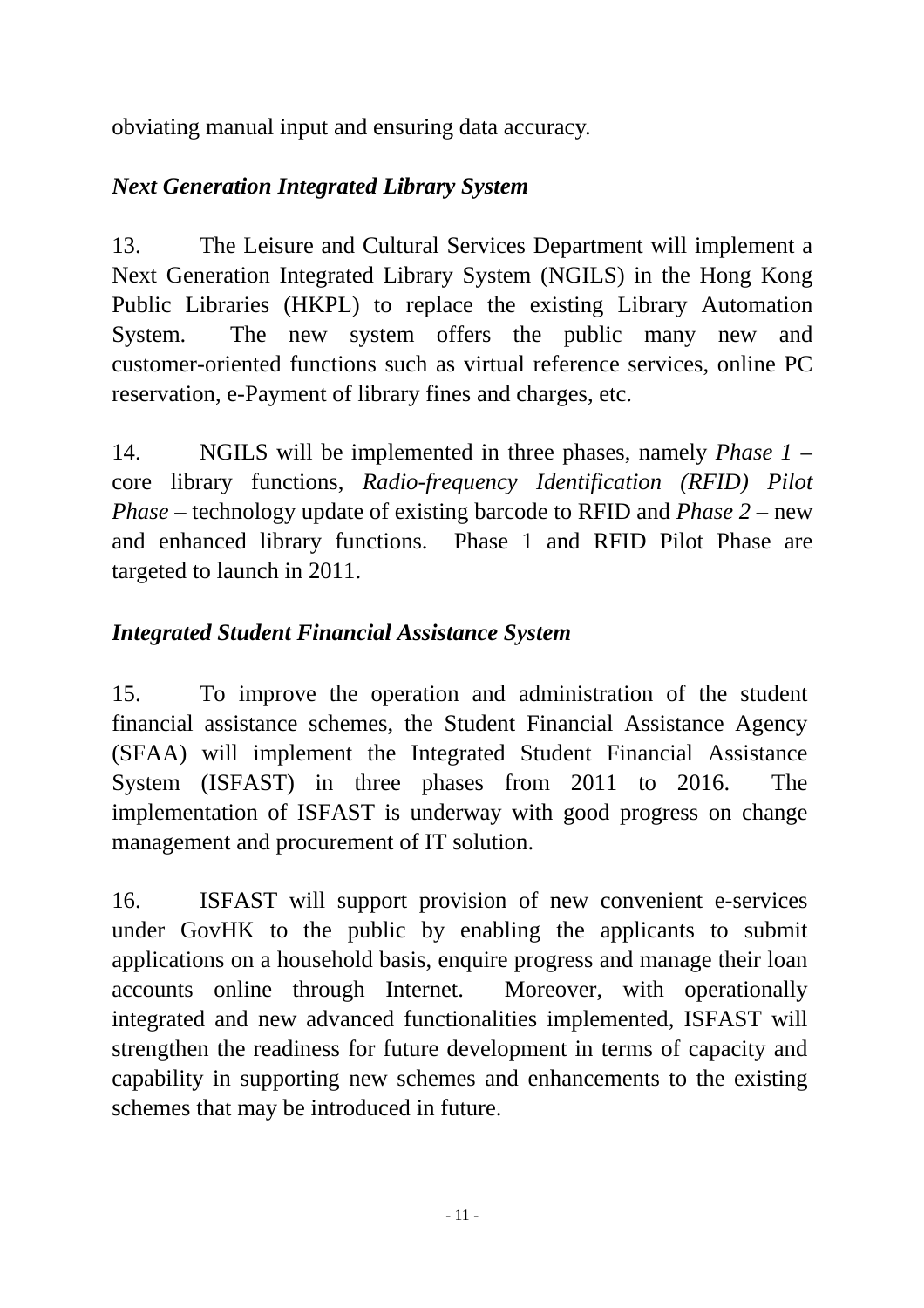obviating manual input and ensuring data accuracy.

### *Next Generation Integrated Library System*

13. The Leisure and Cultural Services Department will implement a Next Generation Integrated Library System (NGILS) in the Hong Kong Public Libraries (HKPL) to replace the existing Library Automation System. The new system offers the public many new and customer-oriented functions such as virtual reference services, online PC reservation, e-Payment of library fines and charges, etc.

14. NGILS will be implemented in three phases, namely *Phase 1* – core library functions, *Radio-frequency Identification (RFID) Pilot Phase* – technology update of existing barcode to RFID and *Phase 2* – new and enhanced library functions. Phase 1 and RFID Pilot Phase are targeted to launch in 2011.

### *Integrated Student Financial Assistance System*

15. To improve the operation and administration of the student financial assistance schemes, the Student Financial Assistance Agency (SFAA) will implement the Integrated Student Financial Assistance System (ISFAST) in three phases from 2011 to 2016. The implementation of ISFAST is underway with good progress on change management and procurement of IT solution.

16. ISFAST will support provision of new convenient e-services under GovHK to the public by enabling the applicants to submit applications on a household basis, enquire progress and manage their loan accounts online through Internet. Moreover, with operationally integrated and new advanced functionalities implemented, ISFAST will strengthen the readiness for future development in terms of capacity and capability in supporting new schemes and enhancements to the existing schemes that may be introduced in future.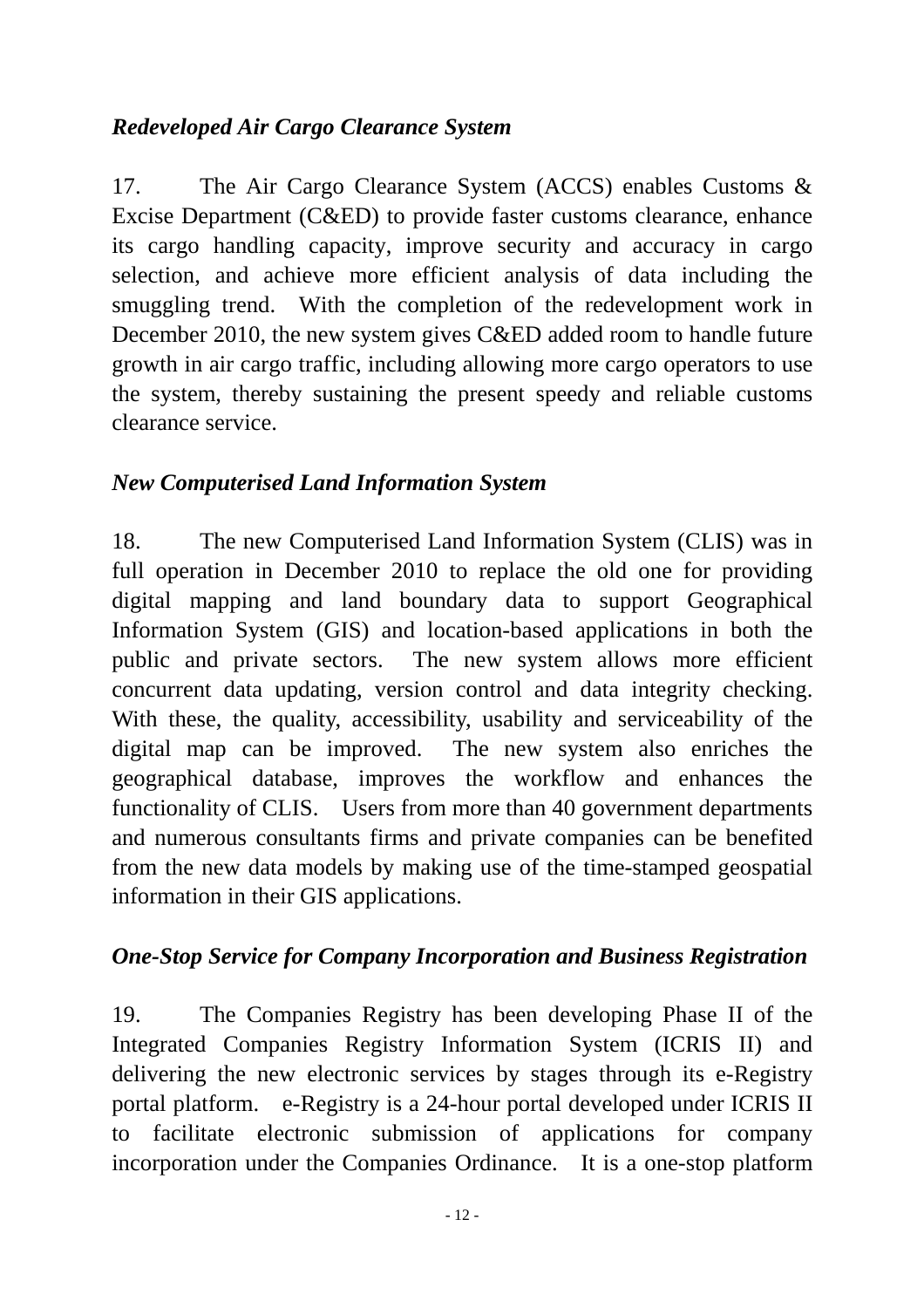*Redeveloped Air Cargo Clearance System*

17. The Air Cargo Clearance System (ACCS) enables Customs & Excise Department (C&ED) to provide faster customs clearance, enhance its cargo handling capacity, improve security and accuracy in cargo selection, and achieve more efficient analysis of data including the smuggling trend. With the completion of the redevelopment work in December 2010, the new system gives C&ED added room to handle future growth in air cargo traffic, including allowing more cargo operators to use the system, thereby sustaining the present speedy and reliable customs clearance service.

*New Computerised Land Information System*

18. The new Computerised Land Information System (CLIS) was in full operation in December 2010 to replace the old one for providing digital mapping and land boundary data to support Geographical Information System (GIS) and location-based applications in both the public and private sectors. The new system allows more efficient concurrent data updating, version control and data integrity checking. With these, the quality, accessibility, usability and serviceability of the digital map can be improved. The new system also enriches the geographical database, improves the workflow and enhances the functionality of CLIS. Users from more than 40 government departments and numerous consultants firms and private companies can be benefited from the new data models by making use of the time-stamped geospatial information in their GIS applications.

*One-Stop Service for Company Incorporation and Business Registration*

19. The Companies Registry has been developing Phase II of the Integrated Companies Registry Information System (ICRIS II) and delivering the new electronic services by stages through its e-Registry portal platform. e-Registry is a 24-hour portal developed under ICRIS II to facilitate electronic submission of applications for company incorporation under the Companies Ordinance. It is a one-stop platform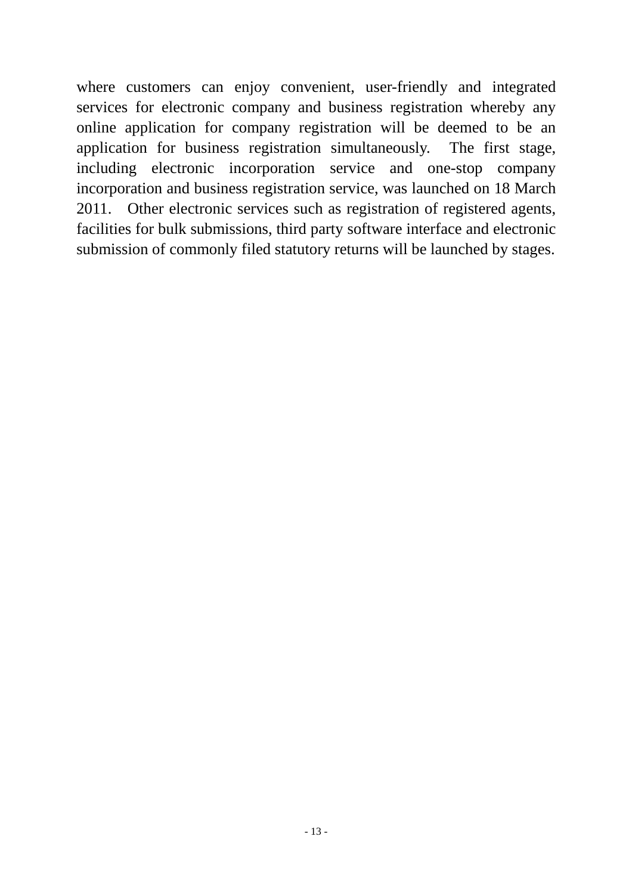where customers can enjoy convenient, user-friendly and integrated services for electronic company and business registration whereby any online application for company registration will be deemed to be an application for business registration simultaneously. The first stage, including electronic incorporation service and one-stop company incorporation and business registration service, was launched on 18 March 2011. Other electronic services such as registration of registered agents, facilities for bulk submissions, third party software interface and electronic submission of commonly filed statutory returns will be launched by stages.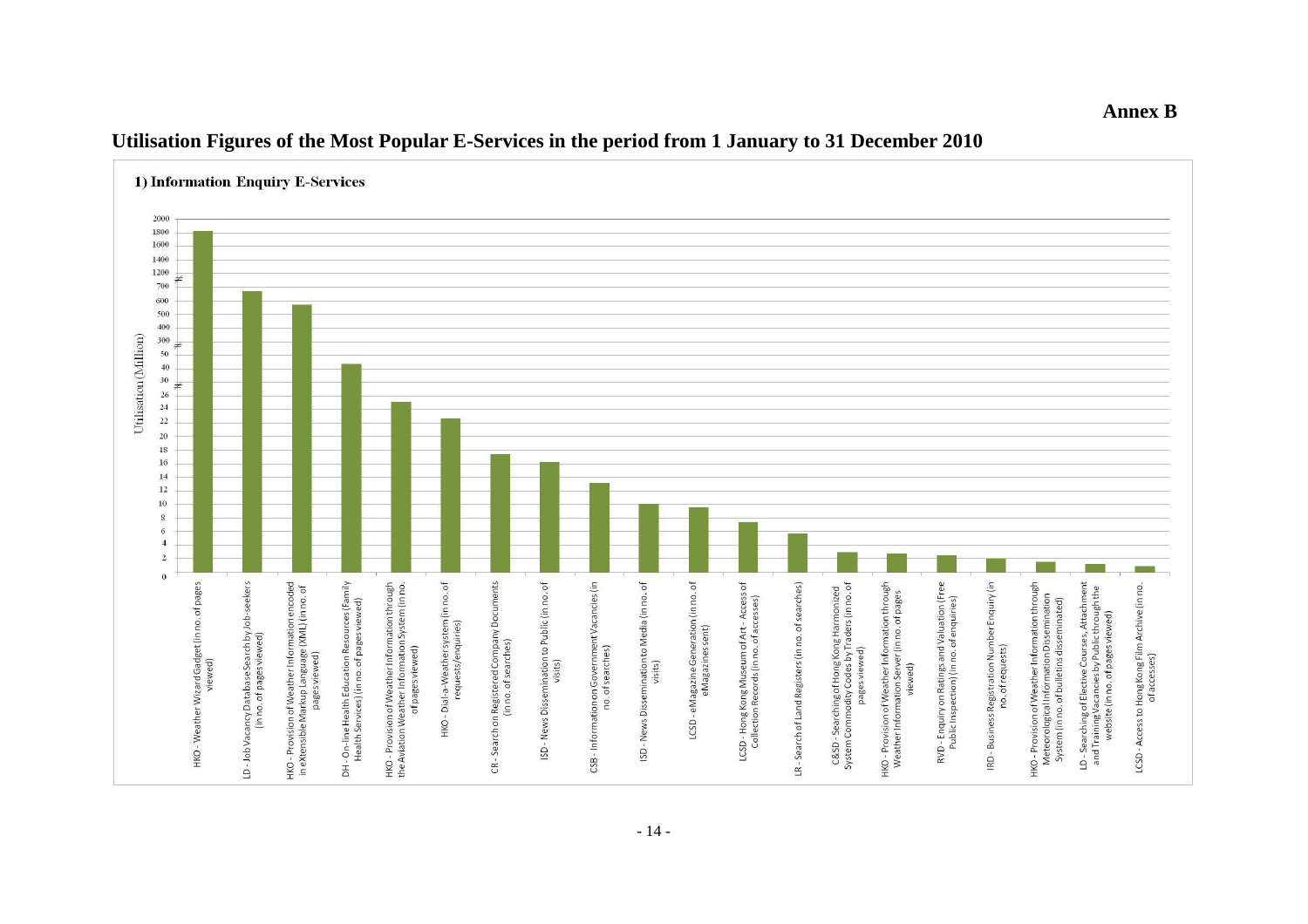**Annex B**

# Utilisation Figures of the Most Popular E-Services in the period from 1 January to 31 December 2010

## 1) Information Enquiry E-Services

Utilisation (Million)

2000
1800
1600
1400
1200
700
600
500
400
300
50
40
30
26
24
22
20
18
16
14
12
10
8
6
4
2
0

HKO - Weather Wizard Gadget (in no. of pages viewed)
LD - Job Vacancy Database Search by Job-seekers (in no. of pages viewed)
HKO - Provision of Weather Information encoded in eXtensible Markup Language (XML) (in no. of pages viewed)
DH - On-line Health Education Resources (Family Health Services) (in no. of pages viewed)
HKO - Provision of Weather Information through the Aviation Weather Information System (in no. of pages viewed)
HKO - Dial-a-Weather system (in no. of requests/enquiries)
CR - Search on Registered Company Documents (in no. of searches)
ISD - News Dissemination to Public (in no. of visits)
CSB - Information on Government Vacancies (in no. of searches)
ISD - News Dissemination to Media (in no. of visits)
LCSD - eMagazine Generation (in no. of eMagazines sent)
LCSD - Hong Kong Museum of Art - Access of Collection Records (in no. of accesses)
LR - Search of Land Registers (in no. of searches)
C&SD - Searching of Hong Kong Harmonized System Commodity Codes by Traders (in no. of pages viewed)
HKO - Provision of Weather Information through Weather Information Server (in no. of pages viewed)
RVD - Enquiry on Ratings and Valuation (Free Public Inspection) (in no. of enquiries)
IRD - Business Registration Number Enquiry (in no. of requests)
HKO - Provision of Weather Information through Meteorological Information Dissemination System (in no. of bulletins disseminated)
LD - Searching of Elective Courses, Attachment and Training Vacancies by Public through the website (in no. of pages viewed)
LCSD - Access to Hong Kong Film Archive (in no. of accesses)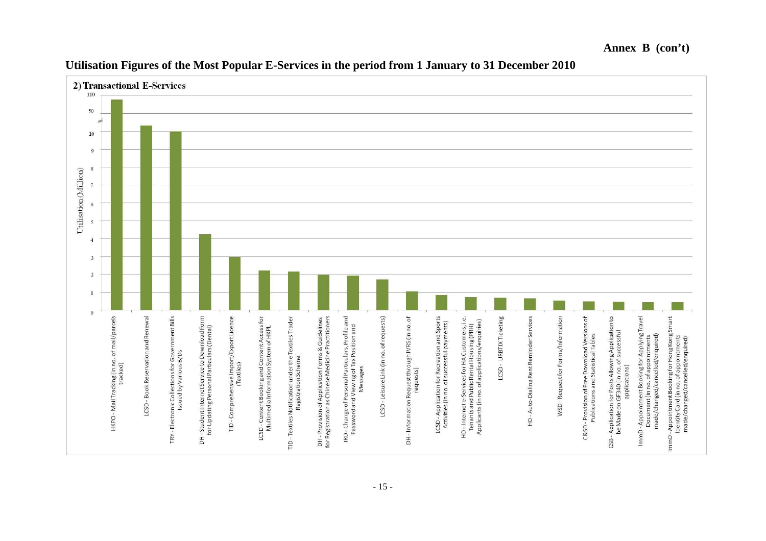**Annex B (con't)**

# Utilisation Figures of the Most Popular E-Services in the period from 1 January to 31 December 2010

## 2) Transactional E-Services

Utilisation (Million)

110
50
10
9
8
7
6
5
4
3
2
1
0

HKPO - Mail Tracking (in no. of mail/parcels tracked)
LCSD - Book Reservation and Renewal
TRY - Electronic Collections for Government Bills Issued by Various B/Ds
DH - Student Internet Service to Download Form for Updating Personal Particulars (Dental)
TID - Comprehensive Import/Export Licence (Textiles)
LCSD - Content Booking and Content Access for Multimedia Information System of HKPL
TID - Textiles Notification under the Textiles Trader Registration Scheme
DH - Provision of Application Forms & Guidelines for Registration as Chinese Medicine Practitioners
IRD - Change of Personal Particulars, Profile and Password and Viewing of Tax Position and Messages
LCSD - Leisure Link (in no. of requests)
DH - Information Request through IVRS (in no. of requests)
LCSD - Application for Recreation and Sports Activities (in no. of successful payments)
HD - Internet e-Services for HA Customers, i.e. Tenants and Public Rental Housing (PRH) Applicants (in no. of applications/enquiries)
LCSD - URBTIX Ticketing
HD - Auto-Dialing Rent Reminder Services
WSD - Request for Forms/Information
C&SD - Provision of Free Download Versions of Publications and Statistical Tables
CSB - Application for Posts Allowing Application to be Made on GF340 (in no. of successful applications)
ImmD - Appointment Booking for Applying Travel Document (in no. of appointments made/changed/cancelled/enquired)
ImmD - Appointment Booking for Hong Kong Smart Identity Card (in no. of appointments made/changed/cancelled/enquired)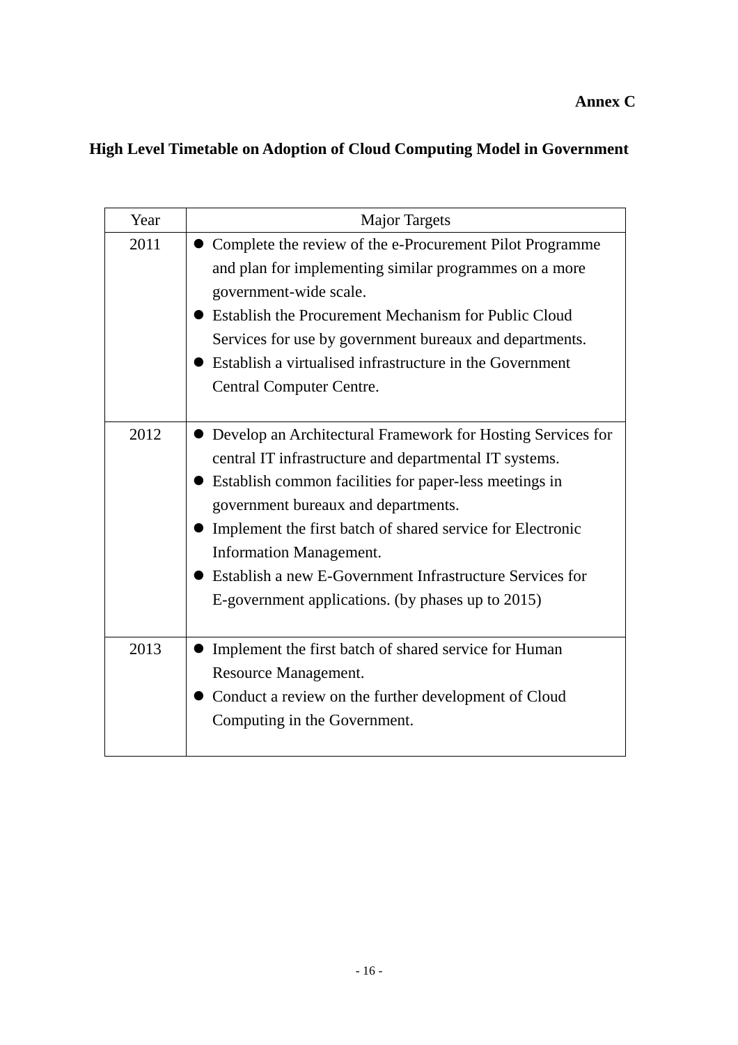**Annex C**

## High Level Timetable on Adoption of Cloud Computing Model in Government

| Year | Major Targets |
|---|---|
| 2011 | • Complete the review of the e-Procurement Pilot Programme and plan for implementing similar programmes on a more government-wide scale.<br>• Establish the Procurement Mechanism for Public Cloud Services for use by government bureaux and departments.<br>• Establish a virtualised infrastructure in the Government Central Computer Centre. |
| 2012 | • Develop an Architectural Framework for Hosting Services for central IT infrastructure and departmental IT systems.<br>• Establish common facilities for paper-less meetings in government bureaux and departments.<br>• Implement the first batch of shared service for Electronic Information Management.<br>• Establish a new E-Government Infrastructure Services for E-government applications. (by phases up to 2015) |
| 2013 | • Implement the first batch of shared service for Human Resource Management.<br>• Conduct a review on the further development of Cloud Computing in the Government. |